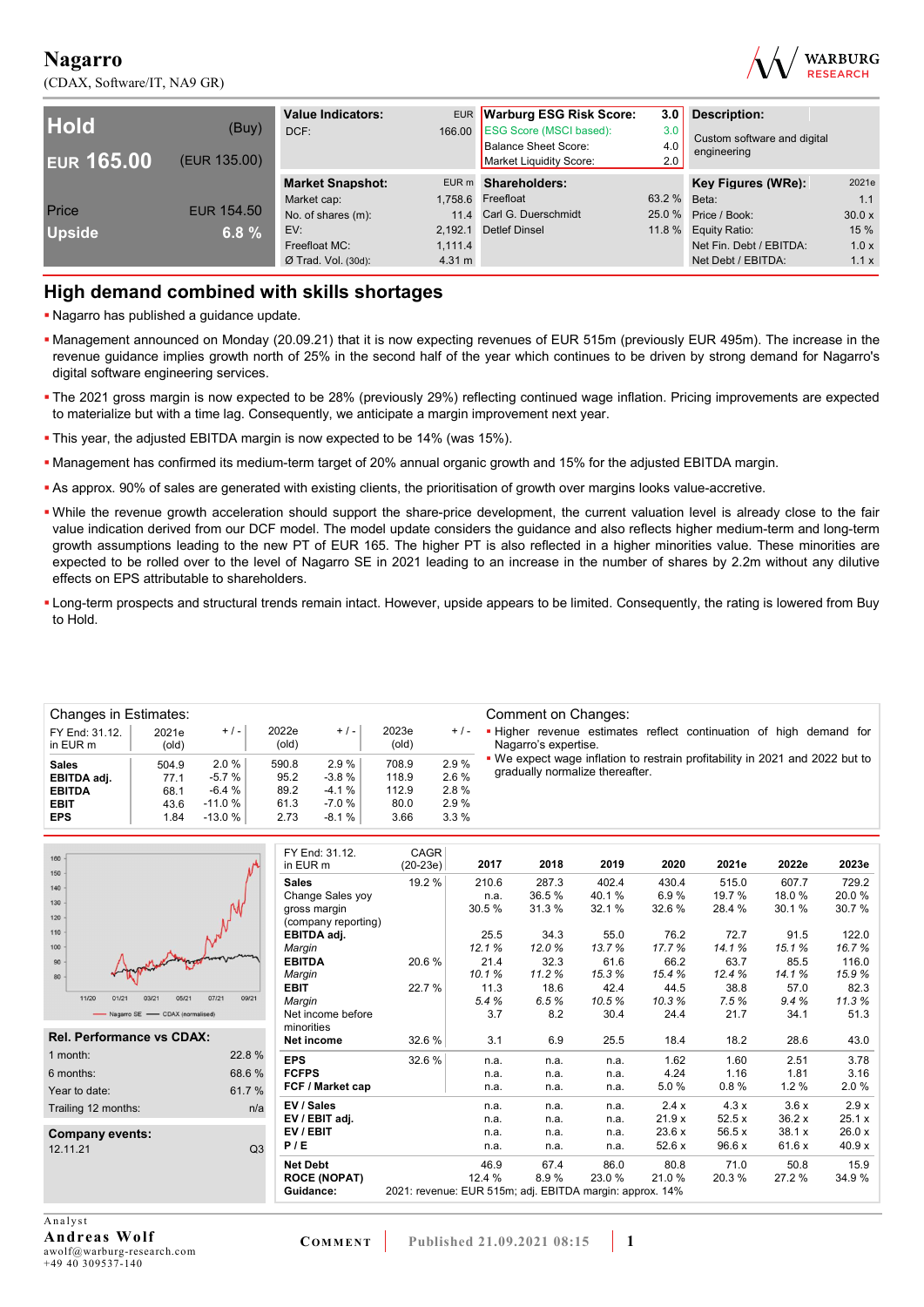# Nagarro

(CDAX, Software/IT, NA9 GR)

| Hold | (Buy) |
|---|---|
| EUR 165.00 | (EUR 135.00) |
| Price | EUR 154.50 |
| Upside | 6.8 % |

| Value Indicators: | EUR | Warburg ESG Risk Score: | 3.0 | Description: | |
|---|---|---|---|---|---|
| DCF: | 166.00 | ESG Score (MSCI based): | 3.0 | Custom software and digital engineering | |
| | | Balance Sheet Score: | 4.0 | | |
| | | Market Liquidity Score: | 2.0 | | |

| Market Snapshot: | EUR m | Shareholders: | | Key Figures (WRe): | 2021e |
|---|---|---|---|---|---|
| Market cap: | 1,758.6 | Freefloat | 63.2 % | Beta: | 1.1 |
| No. of shares (m): | 11.4 | Carl G. Duerschmidt | 25.0 % | Price / Book: | 30.0 x |
| EV: | 2,192.1 | Detlef Dinsel | 11.8 % | Equity Ratio: | 15 % |
| Freefloat MC: | 1,111.4 | | | Net Fin. Debt / EBITDA: | 1.0 x |
| Ø Trad. Vol. (30d): | 4.31 m | | | Net Debt / EBITDA: | 1.1 x |

## High demand combined with skills shortages

- Nagarro has published a guidance update.
- Management announced on Monday (20.09.21) that it is now expecting revenues of EUR 515m (previously EUR 495m). The increase in the revenue guidance implies growth north of 25% in the second half of the year which continues to be driven by strong demand for Nagarro's digital software engineering services.
- The 2021 gross margin is now expected to be 28% (previously 29%) reflecting continued wage inflation. Pricing improvements are expected to materialize but with a time lag. Consequently, we anticipate a margin improvement next year.
- This year, the adjusted EBITDA margin is now expected to be 14% (was 15%).
- Management has confirmed its medium-term target of 20% annual organic growth and 15% for the adjusted EBITDA margin.
- As approx. 90% of sales are generated with existing clients, the prioritisation of growth over margins looks value-accretive.
- While the revenue growth acceleration should support the share-price development, the current valuation level is already close to the fair value indication derived from our DCF model. The model update considers the guidance and also reflects higher medium-term and long-term growth assumptions leading to the new PT of EUR 165. The higher PT is also reflected in a higher minorities value. These minorities are expected to be rolled over to the level of Nagarro SE in 2021 leading to an increase in the number of shares by 2.2m without any dilutive effects on EPS attributable to shareholders.
- Long-term prospects and structural trends remain intact. However, upside appears to be limited. Consequently, the rating is lowered from Buy to Hold.

### Changes in Estimates:

| FY End: 31.12. in EUR m | 2021e (old) | + / - | 2022e (old) | + / - | 2023e (old) | + / - |
|---|---|---|---|---|---|---|
| Sales | 504.9 | 2.0 % | 590.8 | 2.9 % | 708.9 | 2.9 % |
| EBITDA adj. | 77.1 | -5.7 % | 95.2 | -3.8 % | 118.9 | 2.6 % |
| EBITDA | 68.1 | -6.4 % | 89.2 | -4.1 % | 112.9 | 2.8 % |
| EBIT | 43.6 | -11.0 % | 61.3 | -7.0 % | 80.0 | 2.9 % |
| EPS | 1.84 | -13.0 % | 2.73 | -8.1 % | 3.66 | 3.3 % |

### Comment on Changes:

- Higher revenue estimates reflect continuation of high demand for Nagarro's expertise.
- We expect wage inflation to restrain profitability in 2021 and 2022 but to gradually normalize thereafter.

### Rel. Performance vs CDAX:

| | |
|---|---|
| 1 month: | 22.8 % |
| 6 months: | 68.6 % |
| Year to date: | 61.7 % |
| Trailing 12 months: | n/a |

### Company events:

| | |
|---|---|
| 12.11.21 | Q3 |

| FY End: 31.12. in EUR m | CAGR (20-23e) | 2017 | 2018 | 2019 | 2020 | 2021e | 2022e | 2023e |
|---|---|---|---|---|---|---|---|---|
| Sales | 19.2 % | 210.6 | 287.3 | 402.4 | 430.4 | 515.0 | 607.7 | 729.2 |
| Change Sales yoy | | n.a. | 36.5 % | 40.1 % | 6.9 % | 19.7 % | 18.0 % | 20.0 % |
| gross margin (company reporting) | | 30.5 % | 31.3 % | 32.1 % | 32.6 % | 28.4 % | 30.1 % | 30.7 % |
| EBITDA adj. | | 25.5 | 34.3 | 55.0 | 76.2 | 72.7 | 91.5 | 122.0 |
| *Margin* | | 12.1 % | 12.0 % | 13.7 % | 17.7 % | 14.1 % | 15.1 % | 16.7 % |
| EBITDA | 20.6 % | 21.4 | 32.3 | 61.6 | 66.2 | 63.7 | 85.5 | 116.0 |
| *Margin* | | 10.1 % | 11.2 % | 15.3 % | 15.4 % | 12.4 % | 14.1 % | 15.9 % |
| EBIT | 22.7 % | 11.3 | 18.6 | 42.4 | 44.5 | 38.8 | 57.0 | 82.3 |
| *Margin* | | 5.4 % | 6.5 % | 10.5 % | 10.3 % | 7.5 % | 9.4 % | 11.3 % |
| Net income before minorities | | 3.7 | 8.2 | 30.4 | 24.4 | 21.7 | 34.1 | 51.3 |
| Net income | 32.6 % | 3.1 | 6.9 | 25.5 | 18.4 | 18.2 | 28.6 | 43.0 |
| EPS | 32.6 % | n.a. | n.a. | n.a. | 1.62 | 1.60 | 2.51 | 3.78 |
| FCFPS | | n.a. | n.a. | n.a. | 4.24 | 1.16 | 1.81 | 3.16 |
| FCF / Market cap | | n.a. | n.a. | n.a. | 5.0 % | 0.8 % | 1.2 % | 2.0 % |
| EV / Sales | | n.a. | n.a. | n.a. | 2.4 x | 4.3 x | 3.6 x | 2.9 x |
| EV / EBIT adj. | | n.a. | n.a. | n.a. | 21.9 x | 52.5 x | 36.2 x | 25.1 x |
| EV / EBIT | | n.a. | n.a. | n.a. | 23.6 x | 56.5 x | 38.1 x | 26.0 x |
| P / E | | n.a. | n.a. | n.a. | 52.6 x | 96.6 x | 61.6 x | 40.9 x |
| Net Debt | | 46.9 | 67.4 | 86.0 | 80.8 | 71.0 | 50.8 | 15.9 |
| ROCE (NOPAT) | | 12.4 % | 8.9 % | 23.0 % | 21.0 % | 20.3 % | 27.2 % | 34.9 % |
| Guidance: | 2021: revenue: EUR 515m; adj. EBITDA margin: approx. 14% | | | | | | | |

Analyst
**Andreas Wolf**
awolf@warburg-research.com
+49 40 309537-140

COMMENT | Published 21.09.2021 08:15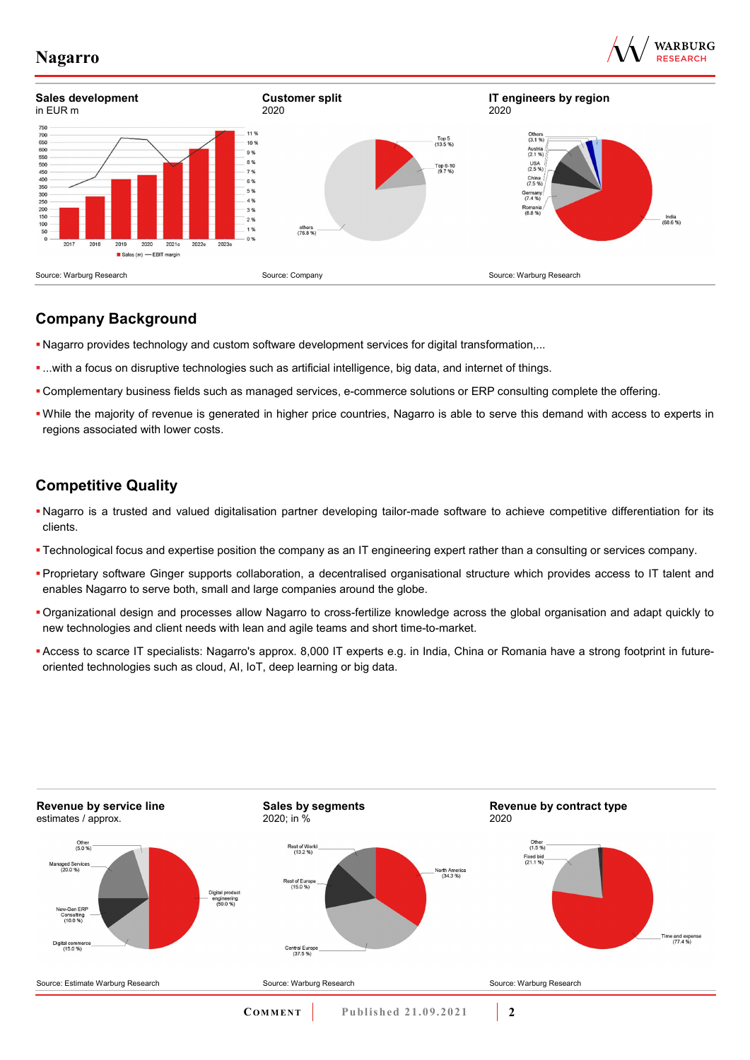**Sales development**
in EUR m

Source: Warburg Research

**Customer split**
2020

Source: Company

**IT engineers by region**
2020

Source: Warburg Research

## Company Background

- Nagarro provides technology and custom software development services for digital transformation,...
- ...with a focus on disruptive technologies such as artificial intelligence, big data, and internet of things.
- Complementary business fields such as managed services, e-commerce solutions or ERP consulting complete the offering.
- While the majority of revenue is generated in higher price countries, Nagarro is able to serve this demand with access to experts in regions associated with lower costs.

## Competitive Quality

- Nagarro is a trusted and valued digitalisation partner developing tailor-made software to achieve competitive differentiation for its clients.
- Technological focus and expertise position the company as an IT engineering expert rather than a consulting or services company.
- Proprietary software Ginger supports collaboration, a decentralised organisational structure which provides access to IT talent and enables Nagarro to serve both, small and large companies around the globe.
- Organizational design and processes allow Nagarro to cross-fertilize knowledge across the global organisation and adapt quickly to new technologies and client needs with lean and agile teams and short time-to-market.
- Access to scarce IT specialists: Nagarro's approx. 8,000 IT experts e.g. in India, China or Romania have a strong footprint in future-oriented technologies such as cloud, AI, IoT, deep learning or big data.

**Revenue by service line**
estimates / approx.

Source: Estimate Warburg Research

**Sales by segments**
2020; in %

Source: Warburg Research

**Revenue by contract type**
2020

Source: Warburg Research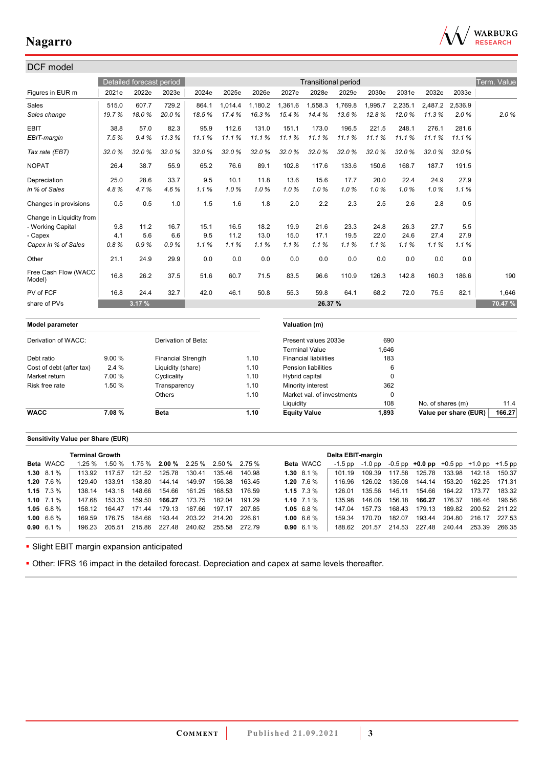## DCF model

| Figures in EUR m | Detailed forecast period | | | Transitional period | | | | | | | | | | Term. Value |
|---|---|---|---|---|---|---|---|---|---|---|---|---|---|---|
| | 2021e | 2022e | 2023e | 2024e | 2025e | 2026e | 2027e | 2028e | 2029e | 2030e | 2031e | 2032e | 2033e | |
| Sales | 515.0 | 607.7 | 729.2 | 864.1 | 1,014.4 | 1,180.2 | 1,361.6 | 1,558.3 | 1,769.8 | 1,995.7 | 2,235.1 | 2,487.2 | 2,536.9 | |
| *Sales change* | *19.7 %* | *18.0 %* | *20.0 %* | *18.5 %* | *17.4 %* | *16.3 %* | *15.4 %* | *14.4 %* | *13.6 %* | *12.8 %* | *12.0 %* | *11.3 %* | *2.0 %* | *2.0 %* |
| EBIT | 38.8 | 57.0 | 82.3 | 95.9 | 112.6 | 131.0 | 151.1 | 173.0 | 196.5 | 221.5 | 248.1 | 276.1 | 281.6 | |
| *EBIT-margin* | *7.5 %* | *9.4 %* | *11.3 %* | *11.1 %* | *11.1 %* | *11.1 %* | *11.1 %* | *11.1 %* | *11.1 %* | *11.1 %* | *11.1 %* | *11.1 %* | *11.1 %* | |
| *Tax rate (EBT)* | *32.0 %* | *32.0 %* | *32.0 %* | *32.0 %* | *32.0 %* | *32.0 %* | *32.0 %* | *32.0 %* | *32.0 %* | *32.0 %* | *32.0 %* | *32.0 %* | *32.0 %* | |
| NOPAT | 26.4 | 38.7 | 55.9 | 65.2 | 76.6 | 89.1 | 102.8 | 117.6 | 133.6 | 150.6 | 168.7 | 187.7 | 191.5 | |
| Depreciation | 25.0 | 28.6 | 33.7 | 9.5 | 10.1 | 11.8 | 13.6 | 15.6 | 17.7 | 20.0 | 22.4 | 24.9 | 27.9 | |
| *in % of Sales* | *4.8 %* | *4.7 %* | *4.6 %* | *1.1 %* | *1.0 %* | *1.0 %* | *1.0 %* | *1.0 %* | *1.0 %* | *1.0 %* | *1.0 %* | *1.0 %* | *1.1 %* | |
| Changes in provisions | 0.5 | 0.5 | 1.0 | 1.5 | 1.6 | 1.8 | 2.0 | 2.2 | 2.3 | 2.5 | 2.6 | 2.8 | 0.5 | |
| Change in Liquidity from | | | | | | | | | | | | | | |
| - Working Capital | 9.8 | 11.2 | 16.7 | 15.1 | 16.5 | 18.2 | 19.9 | 21.6 | 23.3 | 24.8 | 26.3 | 27.7 | 5.5 | |
| - Capex | 4.1 | 5.6 | 6.6 | 9.5 | 11.2 | 13.0 | 15.0 | 17.1 | 19.5 | 22.0 | 24.6 | 27.4 | 27.9 | |
| *Capex in % of Sales* | *0.8 %* | *0.9 %* | *0.9 %* | *1.1 %* | *1.1 %* | *1.1 %* | *1.1 %* | *1.1 %* | *1.1 %* | *1.1 %* | *1.1 %* | *1.1 %* | *1.1 %* | |
| Other | 21.1 | 24.9 | 29.9 | 0.0 | 0.0 | 0.0 | 0.0 | 0.0 | 0.0 | 0.0 | 0.0 | 0.0 | 0.0 | |
| Free Cash Flow (WACC Model) | 16.8 | 26.2 | 37.5 | 51.6 | 60.7 | 71.5 | 83.5 | 96.6 | 110.9 | 126.3 | 142.8 | 160.3 | 186.6 | 190 |
| PV of FCF | 16.8 | 24.4 | 32.7 | 42.0 | 46.1 | 50.8 | 55.3 | 59.8 | 64.1 | 68.2 | 72.0 | 75.5 | 82.1 | 1,646 |
| share of PVs | 3.17 % | | | 26.37 % | | | | | | | | | | 70.47 % |

| **Model parameter** | | | |
|---|---|---|---|
| Derivation of WACC: | | Derivation of Beta: | |
| Debt ratio | 9.00 % | Financial Strength | 1.10 |
| Cost of debt (after tax) | 2.4 % | Liquidity (share) | 1.10 |
| Market return | 7.00 % | Cyclicality | 1.10 |
| Risk free rate | 1.50 % | Transparency | 1.10 |
| | | Others | 1.10 |
| **WACC** | **7.08 %** | **Beta** | **1.10** |

| **Valuation (m)** | | | |
|---|---|---|---|
| Present values 2033e | 690 | | |
| Terminal Value | 1,646 | | |
| Financial liabilities | 183 | | |
| Pension liabilities | 6 | | |
| Hybrid capital | 0 | | |
| Minority interest | 362 | | |
| Market val. of investments | 0 | | |
| Liquidity | 108 | No. of shares (m) | 11.4 |
| **Equity Value** | **1,893** | **Value per share (EUR)** | **166.27** |

### Sensitivity Value per Share (EUR)

| | | Terminal Growth | | | | | | |
|---|---|---|---|---|---|---|---|---|
| **Beta** | WACC | 1.25 % | 1.50 % | 1.75 % | **2.00 %** | 2.25 % | 2.50 % | 2.75 % |
| **1.30** | 8.1 % | 113.92 | 117.57 | 121.52 | 125.78 | 130.41 | 135.46 | 140.98 |
| **1.20** | 7.6 % | 129.40 | 133.91 | 138.80 | 144.14 | 149.97 | 156.38 | 163.45 |
| **1.15** | 7.3 % | 138.14 | 143.18 | 148.66 | 154.66 | 161.25 | 168.53 | 176.59 |
| **1.10** | 7.1 % | 147.68 | 153.33 | 159.50 | **166.27** | 173.75 | 182.04 | 191.29 |
| **1.05** | 6.8 % | 158.12 | 164.47 | 171.44 | 179.13 | 187.66 | 197.17 | 207.85 |
| **1.00** | 6.6 % | 169.59 | 176.75 | 184.66 | 193.44 | 203.22 | 214.20 | 226.61 |
| **0.90** | 6.1 % | 196.23 | 205.51 | 215.86 | 227.48 | 240.62 | 255.58 | 272.79 |

| | | Delta EBIT-margin | | | | | | |
|---|---|---|---|---|---|---|---|---|
| **Beta** | WACC | -1.5 pp | -1.0 pp | -0.5 pp | **+0.0 pp** | +0.5 pp | +1.0 pp | +1.5 pp |
| **1.30** | 8.1 % | 101.19 | 109.39 | 117.58 | 125.78 | 133.98 | 142.18 | 150.37 |
| **1.20** | 7.6 % | 116.96 | 126.02 | 135.08 | 144.14 | 153.20 | 162.25 | 171.31 |
| **1.15** | 7.3 % | 126.01 | 135.56 | 145.11 | 154.66 | 164.22 | 173.77 | 183.32 |
| **1.10** | 7.1 % | 135.98 | 146.08 | 156.18 | **166.27** | 176.37 | 186.46 | 196.56 |
| **1.05** | 6.8 % | 147.04 | 157.73 | 168.43 | 179.13 | 189.82 | 200.52 | 211.22 |
| **1.00** | 6.6 % | 159.34 | 170.70 | 182.07 | 193.44 | 204.80 | 216.17 | 227.53 |
| **0.90** | 6.1 % | 188.62 | 201.57 | 214.53 | 227.48 | 240.44 | 253.39 | 266.35 |

- Slight EBIT margin expansion anticipated
- Other: IFRS 16 impact in the detailed forecast. Depreciation and capex at same levels thereafter.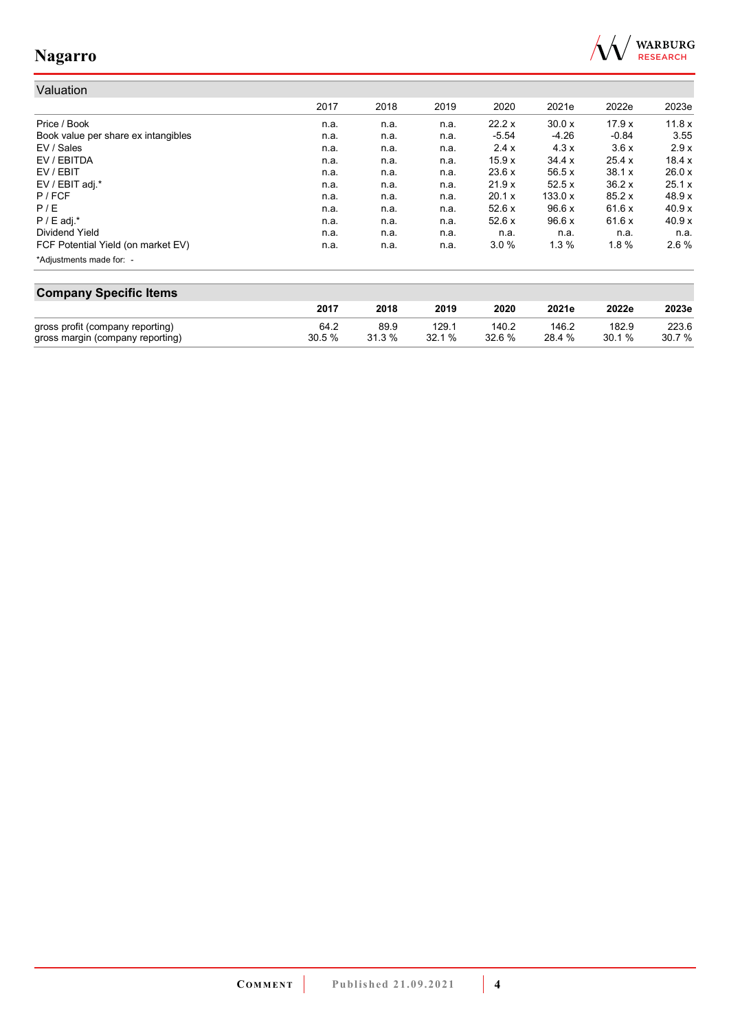## Valuation

| | 2017 | 2018 | 2019 | 2020 | 2021e | 2022e | 2023e |
|---|---|---|---|---|---|---|---|
| Price / Book | n.a. | n.a. | n.a. | 22.2 x | 30.0 x | 17.9 x | 11.8 x |
| Book value per share ex intangibles | n.a. | n.a. | n.a. | -5.54 | -4.26 | -0.84 | 3.55 |
| EV / Sales | n.a. | n.a. | n.a. | 2.4 x | 4.3 x | 3.6 x | 2.9 x |
| EV / EBITDA | n.a. | n.a. | n.a. | 15.9 x | 34.4 x | 25.4 x | 18.4 x |
| EV / EBIT | n.a. | n.a. | n.a. | 23.6 x | 56.5 x | 38.1 x | 26.0 x |
| EV / EBIT adj.* | n.a. | n.a. | n.a. | 21.9 x | 52.5 x | 36.2 x | 25.1 x |
| P / FCF | n.a. | n.a. | n.a. | 20.1 x | 133.0 x | 85.2 x | 48.9 x |
| P / E | n.a. | n.a. | n.a. | 52.6 x | 96.6 x | 61.6 x | 40.9 x |
| P / E adj.* | n.a. | n.a. | n.a. | 52.6 x | 96.6 x | 61.6 x | 40.9 x |
| Dividend Yield | n.a. | n.a. | n.a. | n.a. | n.a. | n.a. | n.a. |
| FCF Potential Yield (on market EV) | n.a. | n.a. | n.a. | 3.0 % | 1.3 % | 1.8 % | 2.6 % |

*Adjustments made for: -

## Company Specific Items

| | 2017 | 2018 | 2019 | 2020 | 2021e | 2022e | 2023e |
|---|---|---|---|---|---|---|---|
| gross profit (company reporting) | 64.2 | 89.9 | 129.1 | 140.2 | 146.2 | 182.9 | 223.6 |
| gross margin (company reporting) | 30.5 % | 31.3 % | 32.1 % | 32.6 % | 28.4 % | 30.1 % | 30.7 % |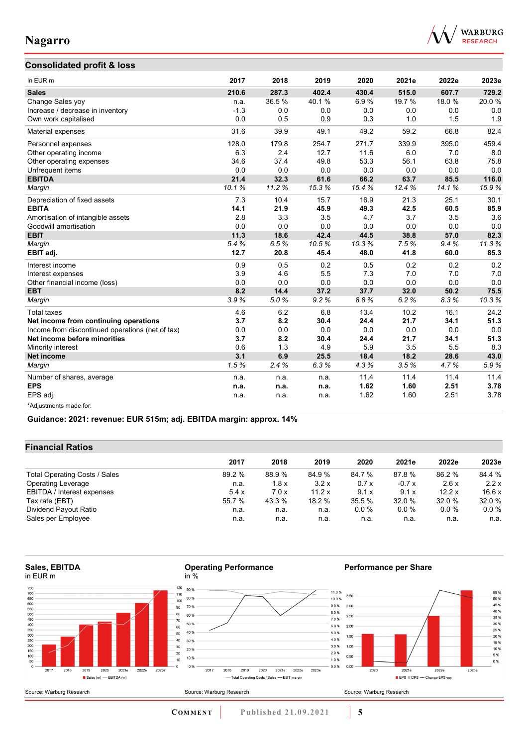## Consolidated profit & loss

| In EUR m | 2017 | 2018 | 2019 | 2020 | 2021e | 2022e | 2023e |
|---|---|---|---|---|---|---|---|
| **Sales** | **210.6** | **287.3** | **402.4** | **430.4** | **515.0** | **607.7** | **729.2** |
| Change Sales yoy | n.a. | 36.5 % | 40.1 % | 6.9 % | 19.7 % | 18.0 % | 20.0 % |
| Increase / decrease in inventory | -1.3 | 0.0 | 0.0 | 0.0 | 0.0 | 0.0 | 0.0 |
| Own work capitalised | 0.0 | 0.5 | 0.9 | 0.3 | 1.0 | 1.5 | 1.9 |
| Material expenses | 31.6 | 39.9 | 49.1 | 49.2 | 59.2 | 66.8 | 82.4 |
| Personnel expenses | 128.0 | 179.8 | 254.7 | 271.7 | 339.9 | 395.0 | 459.4 |
| Other operating income | 6.3 | 2.4 | 12.7 | 11.6 | 6.0 | 7.0 | 8.0 |
| Other operating expenses | 34.6 | 37.4 | 49.8 | 53.3 | 56.1 | 63.8 | 75.8 |
| Unfrequent items | 0.0 | 0.0 | 0.0 | 0.0 | 0.0 | 0.0 | 0.0 |
| **EBITDA** | **21.4** | **32.3** | **61.6** | **66.2** | **63.7** | **85.5** | **116.0** |
| *Margin* | *10.1 %* | *11.2 %* | *15.3 %* | *15.4 %* | *12.4 %* | *14.1 %* | *15.9 %* |
| Depreciation of fixed assets | 7.3 | 10.4 | 15.7 | 16.9 | 21.3 | 25.1 | 30.1 |
| **EBITA** | **14.1** | **21.9** | **45.9** | **49.3** | **42.5** | **60.5** | **85.9** |
| Amortisation of intangible assets | 2.8 | 3.3 | 3.5 | 4.7 | 3.7 | 3.5 | 3.6 |
| Goodwill amortisation | 0.0 | 0.0 | 0.0 | 0.0 | 0.0 | 0.0 | 0.0 |
| **EBIT** | **11.3** | **18.6** | **42.4** | **44.5** | **38.8** | **57.0** | **82.3** |
| *Margin* | *5.4 %* | *6.5 %* | *10.5 %* | *10.3 %* | *7.5 %* | *9.4 %* | *11.3 %* |
| **EBIT adj.** | **12.7** | **20.8** | **45.4** | **48.0** | **41.8** | **60.0** | **85.3** |
| Interest income | 0.9 | 0.5 | 0.2 | 0.5 | 0.2 | 0.2 | 0.2 |
| Interest expenses | 3.9 | 4.6 | 5.5 | 7.3 | 7.0 | 7.0 | 7.0 |
| Other financial income (loss) | 0.0 | 0.0 | 0.0 | 0.0 | 0.0 | 0.0 | 0.0 |
| **EBT** | **8.2** | **14.4** | **37.2** | **37.7** | **32.0** | **50.2** | **75.5** |
| *Margin* | *3.9 %* | *5.0 %* | *9.2 %* | *8.8 %* | *6.2 %* | *8.3 %* | *10.3 %* |
| Total taxes | 4.6 | 6.2 | 6.8 | 13.4 | 10.2 | 16.1 | 24.2 |
| **Net income from continuing operations** | **3.7** | **8.2** | **30.4** | **24.4** | **21.7** | **34.1** | **51.3** |
| Income from discontinued operations (net of tax) | 0.0 | 0.0 | 0.0 | 0.0 | 0.0 | 0.0 | 0.0 |
| **Net income before minorities** | **3.7** | **8.2** | **30.4** | **24.4** | **21.7** | **34.1** | **51.3** |
| Minority interest | 0.6 | 1.3 | 4.9 | 5.9 | 3.5 | 5.5 | 8.3 |
| **Net income** | **3.1** | **6.9** | **25.5** | **18.4** | **18.2** | **28.6** | **43.0** |
| *Margin* | *1.5 %* | *2.4 %* | *6.3 %* | *4.3 %* | *3.5 %* | *4.7 %* | *5.9 %* |
| Number of shares, average | n.a. | n.a. | n.a. | 11.4 | 11.4 | 11.4 | 11.4 |
| **EPS** | **n.a.** | **n.a.** | **n.a.** | **1.62** | **1.60** | **2.51** | **3.78** |
| EPS adj. | n.a. | n.a. | n.a. | 1.62 | 1.60 | 2.51 | 3.78 |

*Adjustments made for:

**Guidance: 2021: revenue: EUR 515m; adj. EBITDA margin: approx. 14%**

## Financial Ratios

| | 2017 | 2018 | 2019 | 2020 | 2021e | 2022e | 2023e |
|---|---|---|---|---|---|---|---|
| Total Operating Costs / Sales | 89.2 % | 88.9 % | 84.9 % | 84.7 % | 87.8 % | 86.2 % | 84.4 % |
| Operating Leverage | n.a. | 1.8 x | 3.2 x | 0.7 x | -0.7 x | 2.6 x | 2.2 x |
| EBITDA / Interest expenses | 5.4 x | 7.0 x | 11.2 x | 9.1 x | 9.1 x | 12.2 x | 16.6 x |
| Tax rate (EBT) | 55.7 % | 43.3 % | 18.2 % | 35.5 % | 32.0 % | 32.0 % | 32.0 % |
| Dividend Payout Ratio | n.a. | n.a. | n.a. | 0.0 % | 0.0 % | 0.0 % | 0.0 % |
| Sales per Employee | n.a. | n.a. | n.a. | n.a. | n.a. | n.a. | n.a. |

**Sales, EBITDA**
in EUR m

Source: Warburg Research

**Operating Performance**
in %

Source: Warburg Research

**Performance per Share**

Source: Warburg Research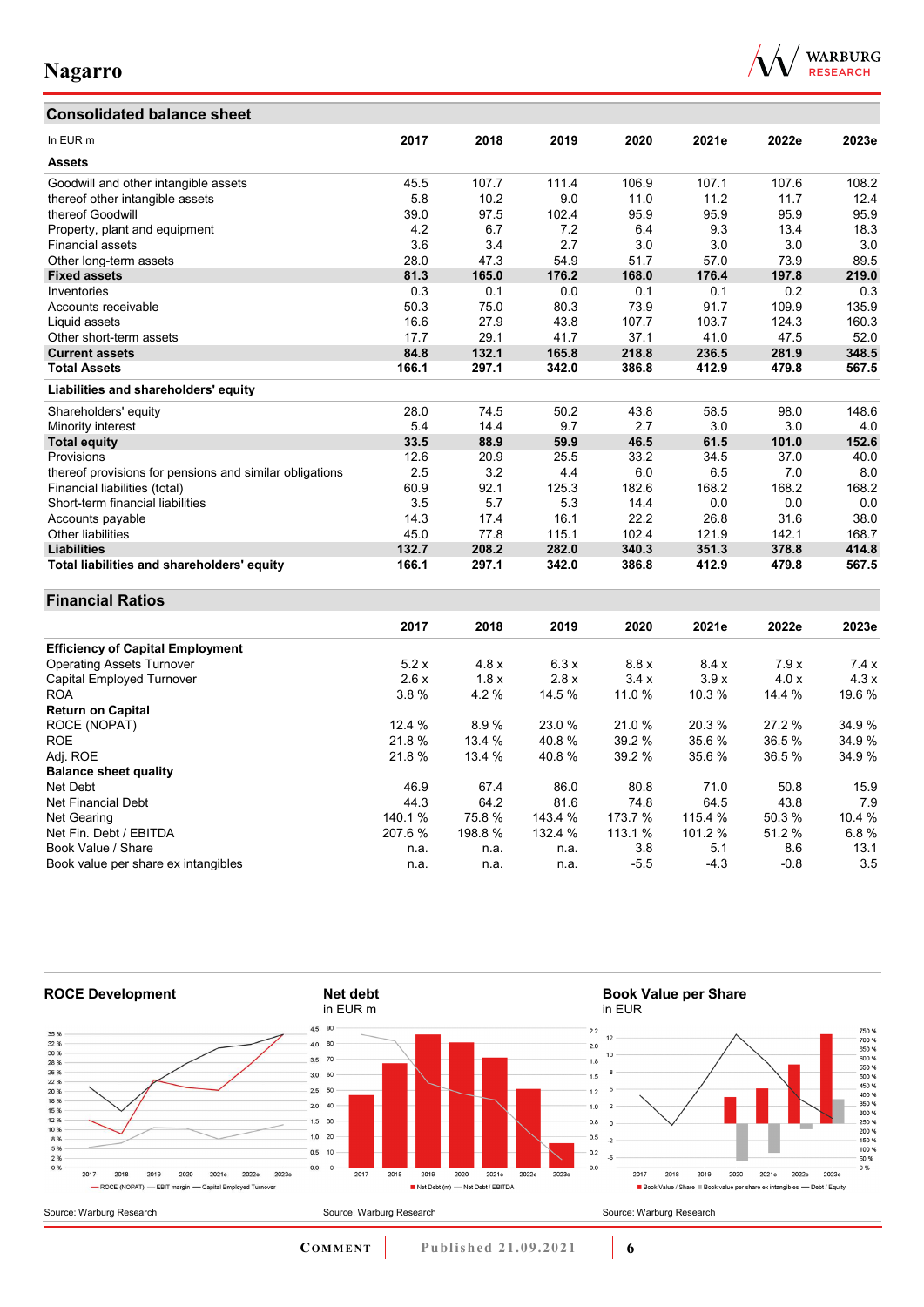## Consolidated balance sheet

| In EUR m | 2017 | 2018 | 2019 | 2020 | 2021e | 2022e | 2023e |
|---|---|---|---|---|---|---|---|
| **Assets** | | | | | | | |
| Goodwill and other intangible assets | 45.5 | 107.7 | 111.4 | 106.9 | 107.1 | 107.6 | 108.2 |
| thereof other intangible assets | 5.8 | 10.2 | 9.0 | 11.0 | 11.2 | 11.7 | 12.4 |
| thereof Goodwill | 39.0 | 97.5 | 102.4 | 95.9 | 95.9 | 95.9 | 95.9 |
| Property, plant and equipment | 4.2 | 6.7 | 7.2 | 6.4 | 9.3 | 13.4 | 18.3 |
| Financial assets | 3.6 | 3.4 | 2.7 | 3.0 | 3.0 | 3.0 | 3.0 |
| Other long-term assets | 28.0 | 47.3 | 54.9 | 51.7 | 57.0 | 73.9 | 89.5 |
| **Fixed assets** | **81.3** | **165.0** | **176.2** | **168.0** | **176.4** | **197.8** | **219.0** |
| Inventories | 0.3 | 0.1 | 0.0 | 0.1 | 0.1 | 0.2 | 0.3 |
| Accounts receivable | 50.3 | 75.0 | 80.3 | 73.9 | 91.7 | 109.9 | 135.9 |
| Liquid assets | 16.6 | 27.9 | 43.8 | 107.7 | 103.7 | 124.3 | 160.3 |
| Other short-term assets | 17.7 | 29.1 | 41.7 | 37.1 | 41.0 | 47.5 | 52.0 |
| **Current assets** | **84.8** | **132.1** | **165.8** | **218.8** | **236.5** | **281.9** | **348.5** |
| **Total Assets** | **166.1** | **297.1** | **342.0** | **386.8** | **412.9** | **479.8** | **567.5** |
| **Liabilities and shareholders' equity** | | | | | | | |
| Shareholders' equity | 28.0 | 74.5 | 50.2 | 43.8 | 58.5 | 98.0 | 148.6 |
| Minority interest | 5.4 | 14.4 | 9.7 | 2.7 | 3.0 | 3.0 | 4.0 |
| **Total equity** | **33.5** | **88.9** | **59.9** | **46.5** | **61.5** | **101.0** | **152.6** |
| Provisions | 12.6 | 20.9 | 25.5 | 33.2 | 34.5 | 37.0 | 40.0 |
| thereof provisions for pensions and similar obligations | 2.5 | 3.2 | 4.4 | 6.0 | 6.5 | 7.0 | 8.0 |
| Financial liabilities (total) | 60.9 | 92.1 | 125.3 | 182.6 | 168.2 | 168.2 | 168.2 |
| Short-term financial liabilities | 3.5 | 5.7 | 5.3 | 14.4 | 0.0 | 0.0 | 0.0 |
| Accounts payable | 14.3 | 17.4 | 16.1 | 22.2 | 26.8 | 31.6 | 38.0 |
| Other liabilities | 45.0 | 77.8 | 115.1 | 102.4 | 121.9 | 142.1 | 168.7 |
| **Liabilities** | **132.7** | **208.2** | **282.0** | **340.3** | **351.3** | **378.8** | **414.8** |
| **Total liabilities and shareholders' equity** | **166.1** | **297.1** | **342.0** | **386.8** | **412.9** | **479.8** | **567.5** |

## Financial Ratios

| | 2017 | 2018 | 2019 | 2020 | 2021e | 2022e | 2023e |
|---|---|---|---|---|---|---|---|
| **Efficiency of Capital Employment** | | | | | | | |
| Operating Assets Turnover | 5.2 x | 4.8 x | 6.3 x | 8.8 x | 8.4 x | 7.9 x | 7.4 x |
| Capital Employed Turnover | 2.6 x | 1.8 x | 2.8 x | 3.4 x | 3.9 x | 4.0 x | 4.3 x |
| ROA | 3.8 % | 4.2 % | 14.5 % | 11.0 % | 10.3 % | 14.4 % | 19.6 % |
| **Return on Capital** | | | | | | | |
| ROCE (NOPAT) | 12.4 % | 8.9 % | 23.0 % | 21.0 % | 20.3 % | 27.2 % | 34.9 % |
| ROE | 21.8 % | 13.4 % | 40.8 % | 39.2 % | 35.6 % | 36.5 % | 34.9 % |
| Adj. ROE | 21.8 % | 13.4 % | 40.8 % | 39.2 % | 35.6 % | 36.5 % | 34.9 % |
| **Balance sheet quality** | | | | | | | |
| Net Debt | 46.9 | 67.4 | 86.0 | 80.8 | 71.0 | 50.8 | 15.9 |
| Net Financial Debt | 44.3 | 64.2 | 81.6 | 74.8 | 64.5 | 43.8 | 7.9 |
| Net Gearing | 140.1 % | 75.8 % | 143.4 % | 173.7 % | 115.4 % | 50.3 % | 10.4 % |
| Net Fin. Debt / EBITDA | 207.6 % | 198.8 % | 132.4 % | 113.1 % | 101.2 % | 51.2 % | 6.8 % |
| Book Value / Share | n.a. | n.a. | n.a. | 3.8 | 5.1 | 8.6 | 13.1 |
| Book value per share ex intangibles | n.a. | n.a. | n.a. | -5.5 | -4.3 | -0.8 | 3.5 |

**ROCE Development**

Source: Warburg Research

**Net debt**
in EUR m

Source: Warburg Research

**Book Value per Share**
in EUR

Source: Warburg Research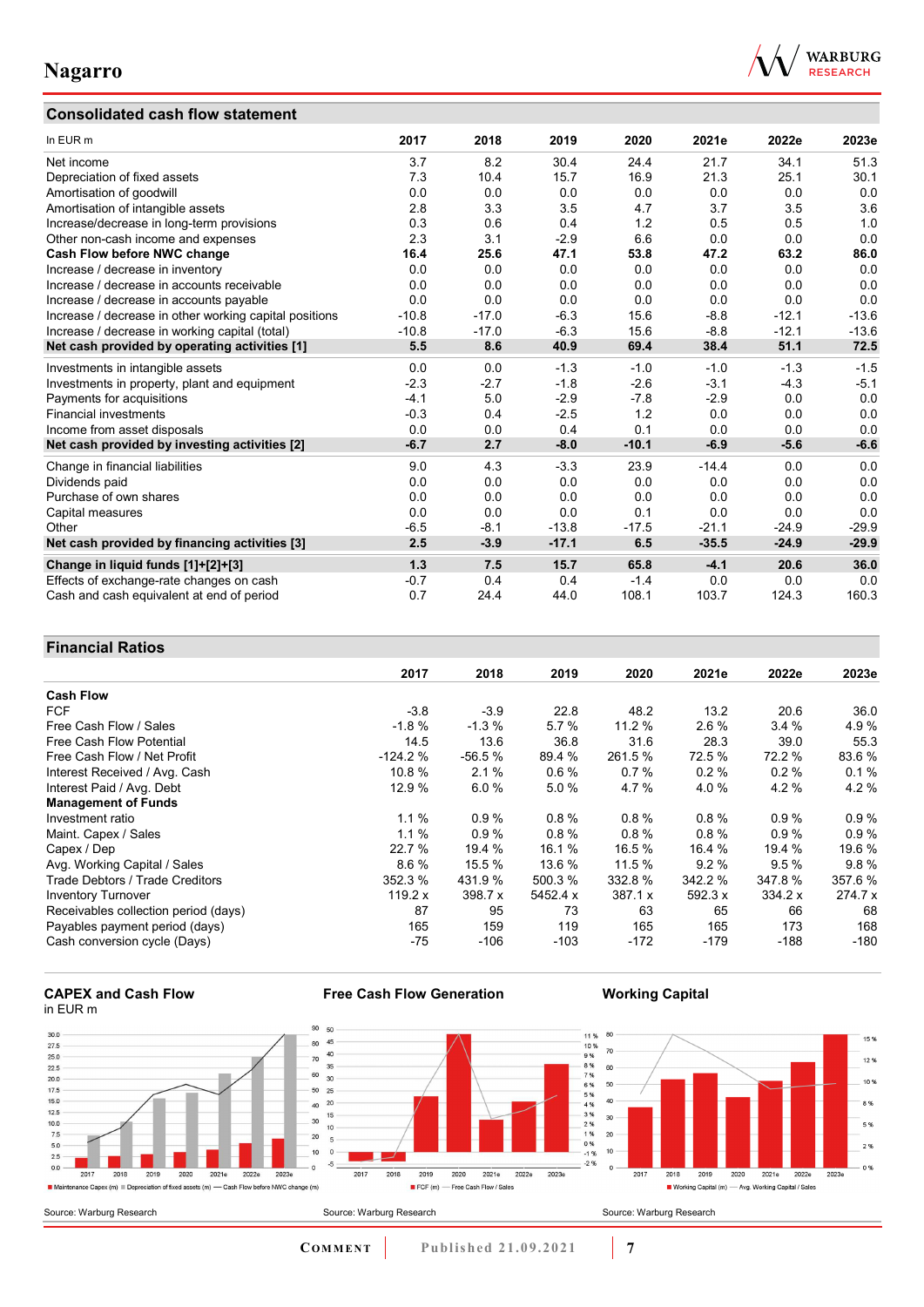## Consolidated cash flow statement

| In EUR m | 2017 | 2018 | 2019 | 2020 | 2021e | 2022e | 2023e |
|---|---|---|---|---|---|---|---|
| Net income | 3.7 | 8.2 | 30.4 | 24.4 | 21.7 | 34.1 | 51.3 |
| Depreciation of fixed assets | 7.3 | 10.4 | 15.7 | 16.9 | 21.3 | 25.1 | 30.1 |
| Amortisation of goodwill | 0.0 | 0.0 | 0.0 | 0.0 | 0.0 | 0.0 | 0.0 |
| Amortisation of intangible assets | 2.8 | 3.3 | 3.5 | 4.7 | 3.7 | 3.5 | 3.6 |
| Increase/decrease in long-term provisions | 0.3 | 0.6 | 0.4 | 1.2 | 0.5 | 0.5 | 1.0 |
| Other non-cash income and expenses | 2.3 | 3.1 | -2.9 | 6.6 | 0.0 | 0.0 | 0.0 |
| **Cash Flow before NWC change** | **16.4** | **25.6** | **47.1** | **53.8** | **47.2** | **63.2** | **86.0** |
| Increase / decrease in inventory | 0.0 | 0.0 | 0.0 | 0.0 | 0.0 | 0.0 | 0.0 |
| Increase / decrease in accounts receivable | 0.0 | 0.0 | 0.0 | 0.0 | 0.0 | 0.0 | 0.0 |
| Increase / decrease in accounts payable | 0.0 | 0.0 | 0.0 | 0.0 | 0.0 | 0.0 | 0.0 |
| Increase / decrease in other working capital positions | -10.8 | -17.0 | -6.3 | 15.6 | -8.8 | -12.1 | -13.6 |
| Increase / decrease in working capital (total) | -10.8 | -17.0 | -6.3 | 15.6 | -8.8 | -12.1 | -13.6 |
| **Net cash provided by operating activities [1]** | **5.5** | **8.6** | **40.9** | **69.4** | **38.4** | **51.1** | **72.5** |
| Investments in intangible assets | 0.0 | 0.0 | -1.3 | -1.0 | -1.0 | -1.3 | -1.5 |
| Investments in property, plant and equipment | -2.3 | -2.7 | -1.8 | -2.6 | -3.1 | -4.3 | -5.1 |
| Payments for acquisitions | -4.1 | 5.0 | -2.9 | -7.8 | -2.9 | 0.0 | 0.0 |
| Financial investments | -0.3 | 0.4 | -2.5 | 1.2 | 0.0 | 0.0 | 0.0 |
| Income from asset disposals | 0.0 | 0.0 | 0.4 | 0.1 | 0.0 | 0.0 | 0.0 |
| **Net cash provided by investing activities [2]** | **-6.7** | **2.7** | **-8.0** | **-10.1** | **-6.9** | **-5.6** | **-6.6** |
| Change in financial liabilities | 9.0 | 4.3 | -3.3 | 23.9 | -14.4 | 0.0 | 0.0 |
| Dividends paid | 0.0 | 0.0 | 0.0 | 0.0 | 0.0 | 0.0 | 0.0 |
| Purchase of own shares | 0.0 | 0.0 | 0.0 | 0.0 | 0.0 | 0.0 | 0.0 |
| Capital measures | 0.0 | 0.0 | 0.0 | 0.1 | 0.0 | 0.0 | 0.0 |
| Other | -6.5 | -8.1 | -13.8 | -17.5 | -21.1 | -24.9 | -29.9 |
| **Net cash provided by financing activities [3]** | **2.5** | **-3.9** | **-17.1** | **6.5** | **-35.5** | **-24.9** | **-29.9** |
| **Change in liquid funds [1]+[2]+[3]** | **1.3** | **7.5** | **15.7** | **65.8** | **-4.1** | **20.6** | **36.0** |
| Effects of exchange-rate changes on cash | -0.7 | 0.4 | 0.4 | -1.4 | 0.0 | 0.0 | 0.0 |
| Cash and cash equivalent at end of period | 0.7 | 24.4 | 44.0 | 108.1 | 103.7 | 124.3 | 160.3 |

## Financial Ratios

| | 2017 | 2018 | 2019 | 2020 | 2021e | 2022e | 2023e |
|---|---|---|---|---|---|---|---|
| **Cash Flow** | | | | | | | |
| FCF | -3.8 | -3.9 | 22.8 | 48.2 | 13.2 | 20.6 | 36.0 |
| Free Cash Flow / Sales | -1.8 % | -1.3 % | 5.7 % | 11.2 % | 2.6 % | 3.4 % | 4.9 % |
| Free Cash Flow Potential | 14.5 | 13.6 | 36.8 | 31.6 | 28.3 | 39.0 | 55.3 |
| Free Cash Flow / Net Profit | -124.2 % | -56.5 % | 89.4 % | 261.5 % | 72.5 % | 72.2 % | 83.6 % |
| Interest Received / Avg. Cash | 10.8 % | 2.1 % | 0.6 % | 0.7 % | 0.2 % | 0.2 % | 0.1 % |
| Interest Paid / Avg. Debt | 12.9 % | 6.0 % | 5.0 % | 4.7 % | 4.0 % | 4.2 % | 4.2 % |
| **Management of Funds** | | | | | | | |
| Investment ratio | 1.1 % | 0.9 % | 0.8 % | 0.8 % | 0.8 % | 0.9 % | 0.9 % |
| Maint. Capex / Sales | 1.1 % | 0.9 % | 0.8 % | 0.8 % | 0.8 % | 0.9 % | 0.9 % |
| Capex / Dep | 22.7 % | 19.4 % | 16.1 % | 16.5 % | 16.4 % | 19.4 % | 19.6 % |
| Avg. Working Capital / Sales | 8.6 % | 15.5 % | 13.6 % | 11.5 % | 9.2 % | 9.5 % | 9.8 % |
| Trade Debtors / Trade Creditors | 352.3 % | 431.9 % | 500.3 % | 332.8 % | 342.2 % | 347.8 % | 357.6 % |
| Inventory Turnover | 119.2 x | 398.7 x | 5452.4 x | 387.1 x | 592.3 x | 334.2 x | 274.7 x |
| Receivables collection period (days) | 87 | 95 | 73 | 63 | 65 | 66 | 68 |
| Payables payment period (days) | 165 | 159 | 119 | 165 | 165 | 173 | 168 |
| Cash conversion cycle (Days) | -75 | -106 | -103 | -172 | -179 | -188 | -180 |

**CAPEX and Cash Flow**
in EUR m

Maintenance Capex (m) | Depreciation of fixed assets (m) | Cash Flow before NWC change (m)

Source: Warburg Research

**Free Cash Flow Generation**

FCF (m) | Free Cash Flow / Sales

Source: Warburg Research

**Working Capital**

Working Capital (m) | Avg. Working Capital / Sales

Source: Warburg Research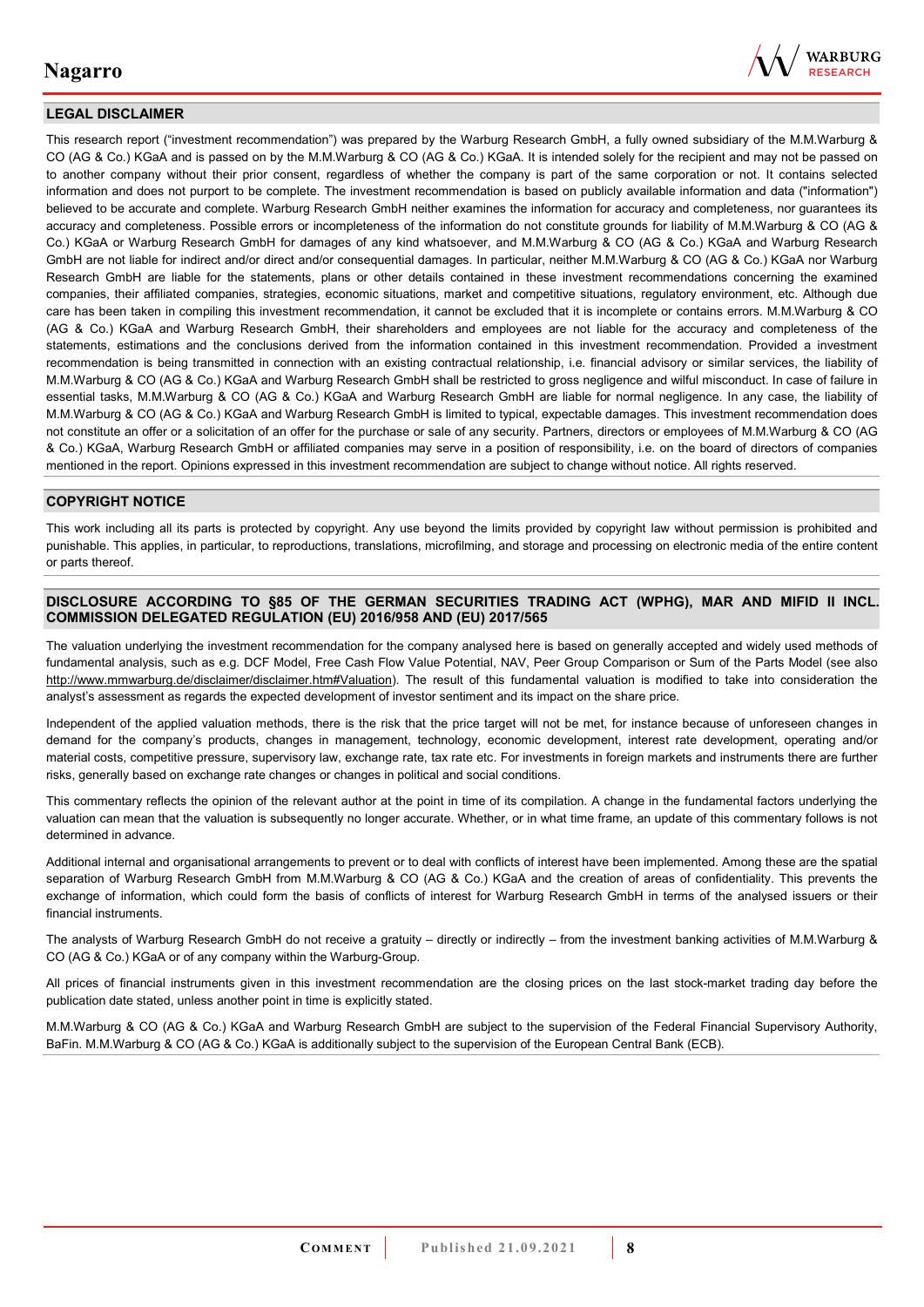## LEGAL DISCLAIMER

This research report ("investment recommendation") was prepared by the Warburg Research GmbH, a fully owned subsidiary of the M.M.Warburg & CO (AG & Co.) KGaA and is passed on by the M.M.Warburg & CO (AG & Co.) KGaA. It is intended solely for the recipient and may not be passed on to another company without their prior consent, regardless of whether the company is part of the same corporation or not. It contains selected information and does not purport to be complete. The investment recommendation is based on publicly available information and data ("information") believed to be accurate and complete. Warburg Research GmbH neither examines the information for accuracy and completeness, nor guarantees its accuracy and completeness. Possible errors or incompleteness of the information do not constitute grounds for liability of M.M.Warburg & CO (AG & Co.) KGaA or Warburg Research GmbH for damages of any kind whatsoever, and M.M.Warburg & CO (AG & Co.) KGaA and Warburg Research GmbH are not liable for indirect and/or direct and/or consequential damages. In particular, neither M.M.Warburg & CO (AG & Co.) KGaA nor Warburg Research GmbH are liable for the statements, plans or other details contained in these investment recommendations concerning the examined companies, their affiliated companies, strategies, economic situations, market and competitive situations, regulatory environment, etc. Although due care has been taken in compiling this investment recommendation, it cannot be excluded that it is incomplete or contains errors. M.M.Warburg & CO (AG & Co.) KGaA and Warburg Research GmbH, their shareholders and employees are not liable for the accuracy and completeness of the statements, estimations and the conclusions derived from the information contained in this investment recommendation. Provided a investment recommendation is being transmitted in connection with an existing contractual relationship, i.e. financial advisory or similar services, the liability of M.M.Warburg & CO (AG & Co.) KGaA and Warburg Research GmbH shall be restricted to gross negligence and wilful misconduct. In case of failure in essential tasks, M.M.Warburg & CO (AG & Co.) KGaA and Warburg Research GmbH are liable for normal negligence. In any case, the liability of M.M.Warburg & CO (AG & Co.) KGaA and Warburg Research GmbH is limited to typical, expectable damages. This investment recommendation does not constitute an offer or a solicitation of an offer for the purchase or sale of any security. Partners, directors or employees of M.M.Warburg & CO (AG & Co.) KGaA, Warburg Research GmbH or affiliated companies may serve in a position of responsibility, i.e. on the board of directors of companies mentioned in the report. Opinions expressed in this investment recommendation are subject to change without notice. All rights reserved.

## COPYRIGHT NOTICE

This work including all its parts is protected by copyright. Any use beyond the limits provided by copyright law without permission is prohibited and punishable. This applies, in particular, to reproductions, translations, microfilming, and storage and processing on electronic media of the entire content or parts thereof.

## DISCLOSURE ACCORDING TO §85 OF THE GERMAN SECURITIES TRADING ACT (WPHG), MAR AND MIFID II INCL. COMMISSION DELEGATED REGULATION (EU) 2016/958 AND (EU) 2017/565

The valuation underlying the investment recommendation for the company analysed here is based on generally accepted and widely used methods of fundamental analysis, such as e.g. DCF Model, Free Cash Flow Value Potential, NAV, Peer Group Comparison or Sum of the Parts Model (see also http://www.mmwarburg.de/disclaimer/disclaimer.htm#Valuation). The result of this fundamental valuation is modified to take into consideration the analyst's assessment as regards the expected development of investor sentiment and its impact on the share price.

Independent of the applied valuation methods, there is the risk that the price target will not be met, for instance because of unforeseen changes in demand for the company's products, changes in management, technology, economic development, interest rate development, operating and/or material costs, competitive pressure, supervisory law, exchange rate, tax rate etc. For investments in foreign markets and instruments there are further risks, generally based on exchange rate changes or changes in political and social conditions.

This commentary reflects the opinion of the relevant author at the point in time of its compilation. A change in the fundamental factors underlying the valuation can mean that the valuation is subsequently no longer accurate. Whether, or in what time frame, an update of this commentary follows is not determined in advance.

Additional internal and organisational arrangements to prevent or to deal with conflicts of interest have been implemented. Among these are the spatial separation of Warburg Research GmbH from M.M.Warburg & CO (AG & Co.) KGaA and the creation of areas of confidentiality. This prevents the exchange of information, which could form the basis of conflicts of interest for Warburg Research GmbH in terms of the analysed issuers or their financial instruments.

The analysts of Warburg Research GmbH do not receive a gratuity – directly or indirectly – from the investment banking activities of M.M.Warburg & CO (AG & Co.) KGaA or of any company within the Warburg-Group.

All prices of financial instruments given in this investment recommendation are the closing prices on the last stock-market trading day before the publication date stated, unless another point in time is explicitly stated.

M.M.Warburg & CO (AG & Co.) KGaA and Warburg Research GmbH are subject to the supervision of the Federal Financial Supervisory Authority, BaFin. M.M.Warburg & CO (AG & Co.) KGaA is additionally subject to the supervision of the European Central Bank (ECB).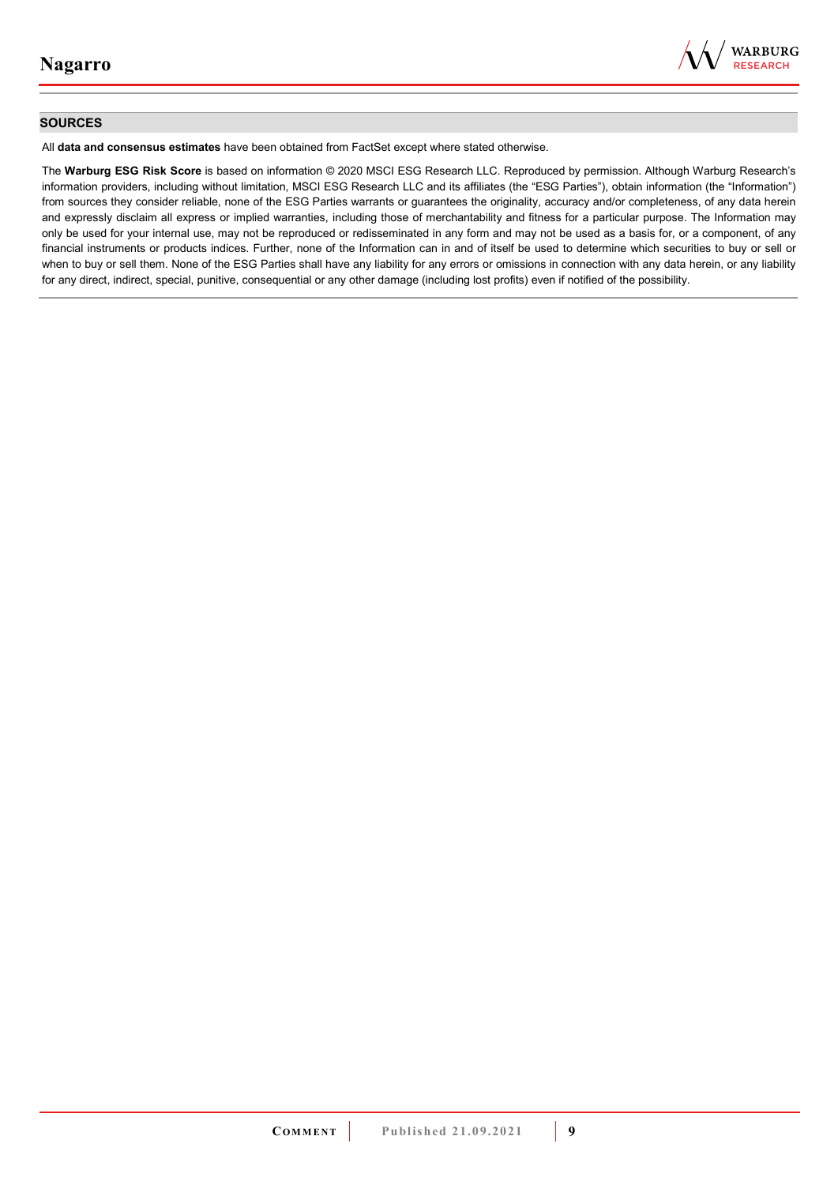## SOURCES

All **data and consensus estimates** have been obtained from FactSet except where stated otherwise.

The **Warburg ESG Risk Score** is based on information © 2020 MSCI ESG Research LLC. Reproduced by permission. Although Warburg Research's information providers, including without limitation, MSCI ESG Research LLC and its affiliates (the "ESG Parties"), obtain information (the "Information") from sources they consider reliable, none of the ESG Parties warrants or guarantees the originality, accuracy and/or completeness, of any data herein and expressly disclaim all express or implied warranties, including those of merchantability and fitness for a particular purpose. The Information may only be used for your internal use, may not be reproduced or redisseminated in any form and may not be used as a basis for, or a component, of any financial instruments or products indices. Further, none of the Information can in and of itself be used to determine which securities to buy or sell or when to buy or sell them. None of the ESG Parties shall have any liability for any errors or omissions in connection with any data herein, or any liability for any direct, indirect, special, punitive, consequential or any other damage (including lost profits) even if notified of the possibility.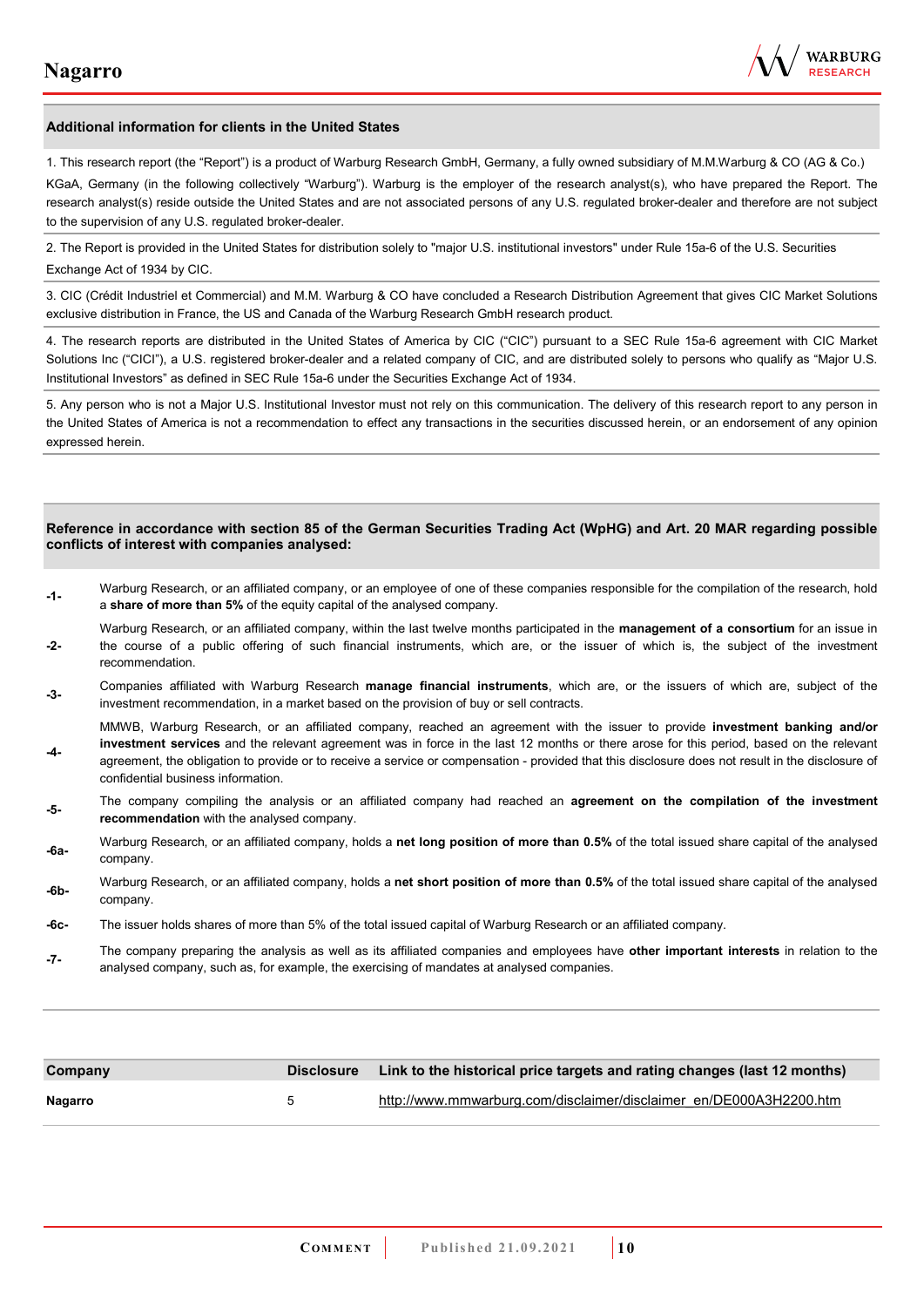**Additional information for clients in the United States**

1. This research report (the "Report") is a product of Warburg Research GmbH, Germany, a fully owned subsidiary of M.M.Warburg & CO (AG & Co.) KGaA, Germany (in the following collectively "Warburg"). Warburg is the employer of the research analyst(s), who have prepared the Report. The research analyst(s) reside outside the United States and are not associated persons of any U.S. regulated broker-dealer and therefore are not subject to the supervision of any U.S. regulated broker-dealer.

2. The Report is provided in the United States for distribution solely to "major U.S. institutional investors" under Rule 15a-6 of the U.S. Securities Exchange Act of 1934 by CIC.

3. CIC (Crédit Industriel et Commercial) and M.M. Warburg & CO have concluded a Research Distribution Agreement that gives CIC Market Solutions exclusive distribution in France, the US and Canada of the Warburg Research GmbH research product.

4. The research reports are distributed in the United States of America by CIC ("CIC") pursuant to a SEC Rule 15a-6 agreement with CIC Market Solutions Inc ("CICI"), a U.S. registered broker-dealer and a related company of CIC, and are distributed solely to persons who qualify as "Major U.S. Institutional Investors" as defined in SEC Rule 15a-6 under the Securities Exchange Act of 1934.

5. Any person who is not a Major U.S. Institutional Investor must not rely on this communication. The delivery of this research report to any person in the United States of America is not a recommendation to effect any transactions in the securities discussed herein, or an endorsement of any opinion expressed herein.

**Reference in accordance with section 85 of the German Securities Trading Act (WpHG) and Art. 20 MAR regarding possible conflicts of interest with companies analysed:**

| | |
|---|---|
| -1- | Warburg Research, or an affiliated company, or an employee of one of these companies responsible for the compilation of the research, hold a **share of more than 5%** of the equity capital of the analysed company. |
| -2- | Warburg Research, or an affiliated company, within the last twelve months participated in the **management of a consortium** for an issue in the course of a public offering of such financial instruments, which are, or the issuer of which is, the subject of the investment recommendation. |
| -3- | Companies affiliated with Warburg Research **manage financial instruments**, which are, or the issuers of which are, subject of the investment recommendation, in a market based on the provision of buy or sell contracts. |
| -4- | MMWB, Warburg Research, or an affiliated company, reached an agreement with the issuer to provide **investment banking and/or investment services** and the relevant agreement was in force in the last 12 months or there arose for this period, based on the relevant agreement, the obligation to provide or to receive a service or compensation - provided that this disclosure does not result in the disclosure of confidential business information. |
| -5- | The company compiling the analysis or an affiliated company had reached an **agreement on the compilation of the investment recommendation** with the analysed company. |
| -6a- | Warburg Research, or an affiliated company, holds a **net long position of more than 0.5%** of the total issued share capital of the analysed company. |
| -6b- | Warburg Research, or an affiliated company, holds a **net short position of more than 0.5%** of the total issued share capital of the analysed company. |
| -6c- | The issuer holds shares of more than 5% of the total issued capital of Warburg Research or an affiliated company. |
| -7- | The company preparing the analysis as well as its affiliated companies and employees have **other important interests** in relation to the analysed company, such as, for example, the exercising of mandates at analysed companies. |

| Company | Disclosure | Link to the historical price targets and rating changes (last 12 months) |
|---|---|---|
| Nagarro | 5 | http://www.mmwarburg.com/disclaimer/disclaimer_en/DE000A3H2200.htm |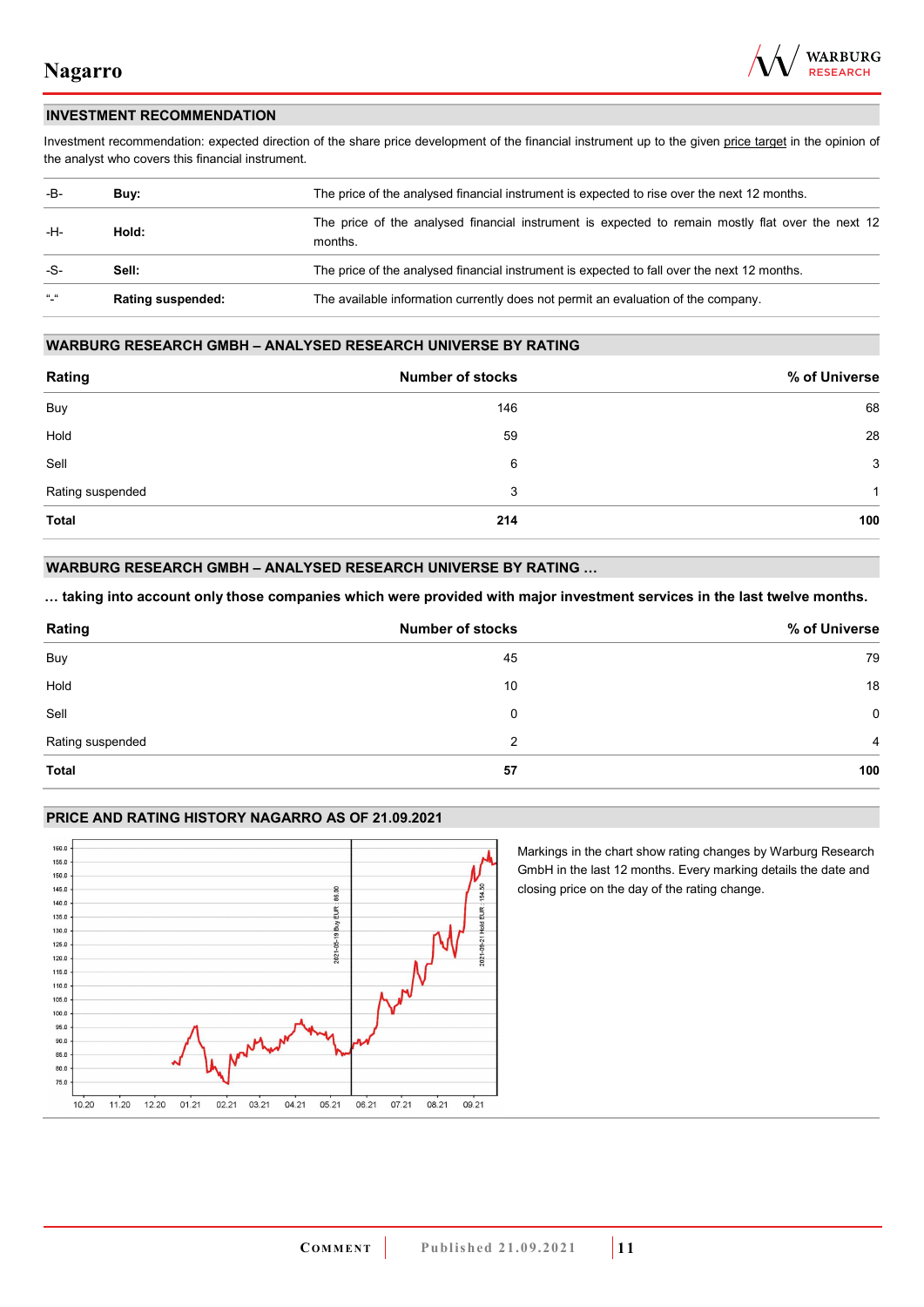## INVESTMENT RECOMMENDATION

Investment recommendation: expected direction of the share price development of the financial instrument up to the given price target in the opinion of the analyst who covers this financial instrument.

| | | |
|---|---|---|
| -B- | **Buy:** | The price of the analysed financial instrument is expected to rise over the next 12 months. |
| -H- | **Hold:** | The price of the analysed financial instrument is expected to remain mostly flat over the next 12 months. |
| -S- | **Sell:** | The price of the analysed financial instrument is expected to fall over the next 12 months. |
| "-" | **Rating suspended:** | The available information currently does not permit an evaluation of the company. |

## WARBURG RESEARCH GMBH – ANALYSED RESEARCH UNIVERSE BY RATING

| Rating | Number of stocks | % of Universe |
|---|---|---|
| Buy | 146 | 68 |
| Hold | 59 | 28 |
| Sell | 6 | 3 |
| Rating suspended | 3 | 1 |
| **Total** | **214** | **100** |

## WARBURG RESEARCH GMBH – ANALYSED RESEARCH UNIVERSE BY RATING …

**… taking into account only those companies which were provided with major investment services in the last twelve months.**

| Rating | Number of stocks | % of Universe |
|---|---|---|
| Buy | 45 | 79 |
| Hold | 10 | 18 |
| Sell | 0 | 0 |
| Rating suspended | 2 | 4 |
| **Total** | **57** | **100** |

## PRICE AND RATING HISTORY NAGARRO AS OF 21.09.2021

Markings in the chart show rating changes by Warburg Research GmbH in the last 12 months. Every marking details the date and closing price on the day of the rating change.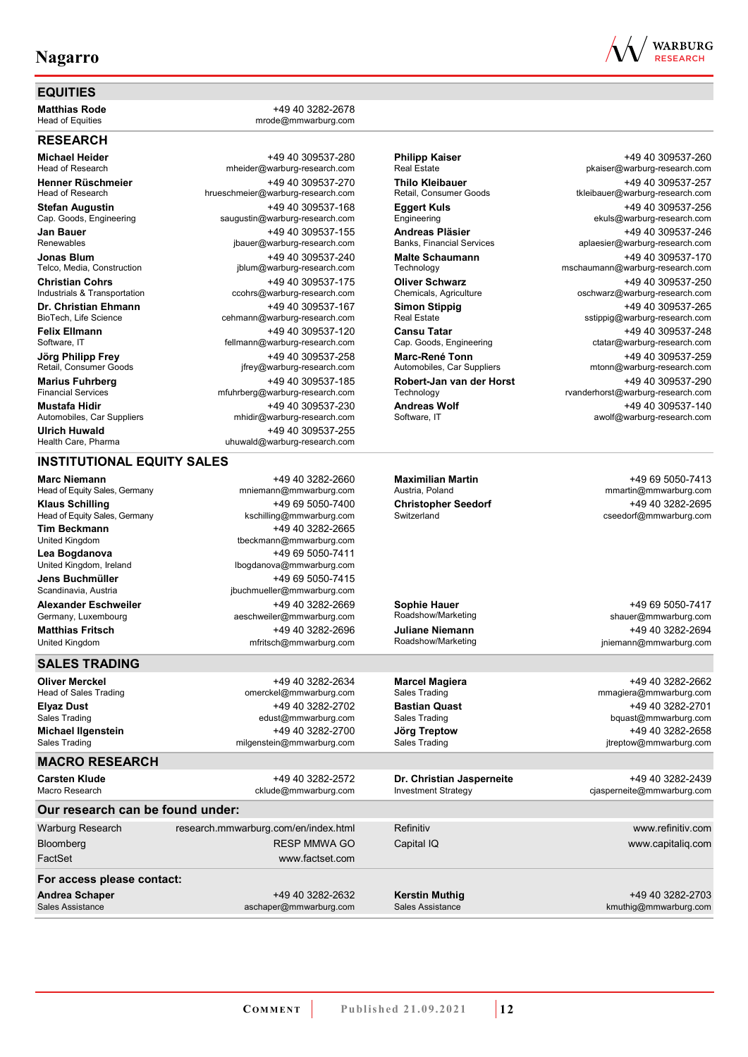## EQUITIES

**Matthias Rode**
Head of Equities
+49 40 3282-2678
mrode@mmwarburg.com

## RESEARCH

| | | | |
|---|---|---|---|
| **Michael Heider**<br>Head of Research | +49 40 309537-280<br>mheider@warburg-research.com | **Philipp Kaiser**<br>Real Estate | +49 40 309537-260<br>pkaiser@warburg-research.com |
| **Henner Rüschmeier**<br>Head of Research | +49 40 309537-270<br>hrueschmeier@warburg-research.com | **Thilo Kleibauer**<br>Retail, Consumer Goods | +49 40 309537-257<br>tkleibauer@warburg-research.com |
| **Stefan Augustin**<br>Cap. Goods, Engineering | +49 40 309537-168<br>saugustin@warburg-research.com | **Eggert Kuls**<br>Engineering | +49 40 309537-256<br>ekuls@warburg-research.com |
| **Jan Bauer**<br>Renewables | +49 40 309537-155<br>jbauer@warburg-research.com | **Andreas Pläsier**<br>Banks, Financial Services | +49 40 309537-246<br>aplaesier@warburg-research.com |
| **Jonas Blum**<br>Telco, Media, Construction | +49 40 309537-240<br>jblum@warburg-research.com | **Malte Schaumann**<br>Technology | +49 40 309537-170<br>mschaumann@warburg-research.com |
| **Christian Cohrs**<br>Industrials & Transportation | +49 40 309537-175<br>ccohrs@warburg-research.com | **Oliver Schwarz**<br>Chemicals, Agriculture | +49 40 309537-250<br>oschwarz@warburg-research.com |
| **Dr. Christian Ehmann**<br>BioTech, Life Science | +49 40 309537-167<br>cehmann@warburg-research.com | **Simon Stippig**<br>Real Estate | +49 40 309537-265<br>sstippig@warburg-research.com |
| **Felix Ellmann**<br>Software, IT | +49 40 309537-120<br>fellmann@warburg-research.com | **Cansu Tatar**<br>Cap. Goods, Engineering | +49 40 309537-248<br>ctatar@warburg-research.com |
| **Jörg Philipp Frey**<br>Retail, Consumer Goods | +49 40 309537-258<br>jfrey@warburg-research.com | **Marc-René Tonn**<br>Automobiles, Car Suppliers | +49 40 309537-259<br>mtonn@warburg-research.com |
| **Marius Fuhrberg**<br>Financial Services | +49 40 309537-185<br>mfuhrberg@warburg-research.com | **Robert-Jan van der Horst**<br>Technology | +49 40 309537-290<br>rvanderhorst@warburg-research.com |
| **Mustafa Hidir**<br>Automobiles, Car Suppliers | +49 40 309537-230<br>mhidir@warburg-research.com | **Andreas Wolf**<br>Software, IT | +49 40 309537-140<br>awolf@warburg-research.com |
| **Ulrich Huwald**<br>Health Care, Pharma | +49 40 309537-255<br>uhuwald@warburg-research.com | | |

## INSTITUTIONAL EQUITY SALES

| | | | |
|---|---|---|---|
| **Marc Niemann**<br>Head of Equity Sales, Germany | +49 40 3282-2660<br>mniemann@mmwarburg.com | **Maximilian Martin**<br>Austria, Poland | +49 69 5050-7413<br>mmartin@mmwarburg.com |
| **Klaus Schilling**<br>Head of Equity Sales, Germany | +49 69 5050-7400<br>kschilling@mmwarburg.com | **Christopher Seedorf**<br>Switzerland | +49 40 3282-2695<br>cseedorf@mmwarburg.com |
| **Tim Beckmann**<br>United Kingdom | +49 40 3282-2665<br>tbeckmann@mmwarburg.com | | |
| **Lea Bogdanova**<br>United Kingdom, Ireland | +49 69 5050-7411<br>lbogdanova@mmwarburg.com | | |
| **Jens Buchmüller**<br>Scandinavia, Austria | +49 69 5050-7415<br>jbuchmueller@mmwarburg.com | | |
| **Alexander Eschweiler**<br>Germany, Luxembourg | +49 40 3282-2669<br>aeschweiler@mmwarburg.com | **Sophie Hauer**<br>Roadshow/Marketing | +49 69 5050-7417<br>shauer@mmwarburg.com |
| **Matthias Fritsch**<br>United Kingdom | +49 40 3282-2696<br>mfritsch@mmwarburg.com | **Juliane Niemann**<br>Roadshow/Marketing | +49 40 3282-2694<br>jniemann@mmwarburg.com |

## SALES TRADING

| | | | |
|---|---|---|---|
| **Oliver Merckel**<br>Head of Sales Trading | +49 40 3282-2634<br>omerckel@mmwarburg.com | **Marcel Magiera**<br>Sales Trading | +49 40 3282-2662<br>mmagiera@mmwarburg.com |
| **Elyaz Dust**<br>Sales Trading | +49 40 3282-2702<br>edust@mmwarburg.com | **Bastian Quast**<br>Sales Trading | +49 40 3282-2701<br>bquast@mmwarburg.com |
| **Michael Ilgenstein**<br>Sales Trading | +49 40 3282-2700<br>milgenstein@mmwarburg.com | **Jörg Treptow**<br>Sales Trading | +49 40 3282-2658<br>jtreptow@mmwarburg.com |

## MACRO RESEARCH

| | | | |
|---|---|---|---|
| **Carsten Klude**<br>Macro Research | +49 40 3282-2572<br>cklude@mmwarburg.com | **Dr. Christian Jasperneite**<br>Investment Strategy | +49 40 3282-2439<br>cjasperneite@mmwarburg.com |

## Our research can be found under:

| | | | |
|---|---|---|---|
| Warburg Research | research.mmwarburg.com/en/index.html | Refinitiv | www.refinitiv.com |
| Bloomberg | RESP MMWA GO | Capital IQ | www.capitaliq.com |
| FactSet | www.factset.com | | |

## For access please contact:

| | | | |
|---|---|---|---|
| **Andrea Schaper**<br>Sales Assistance | +49 40 3282-2632<br>aschaper@mmwarburg.com | **Kerstin Muthig**<br>Sales Assistance | +49 40 3282-2703<br>kmuthig@mmwarburg.com |